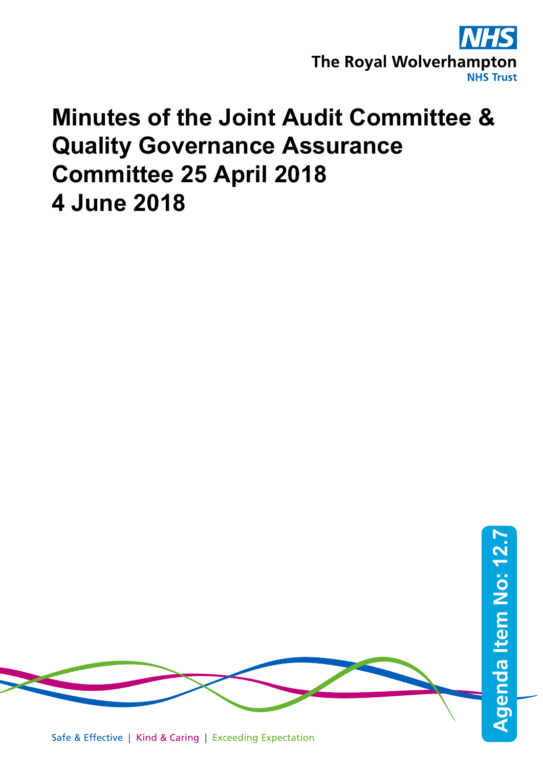The Royal Wolverhampton NHS Trust

# Minutes of the Joint Audit Committee & Quality Governance Assurance Committee 25 April 2018 4 June 2018

Agenda Item No: 12.7

Safe & Effective | Kind & Caring | Exceeding Expectation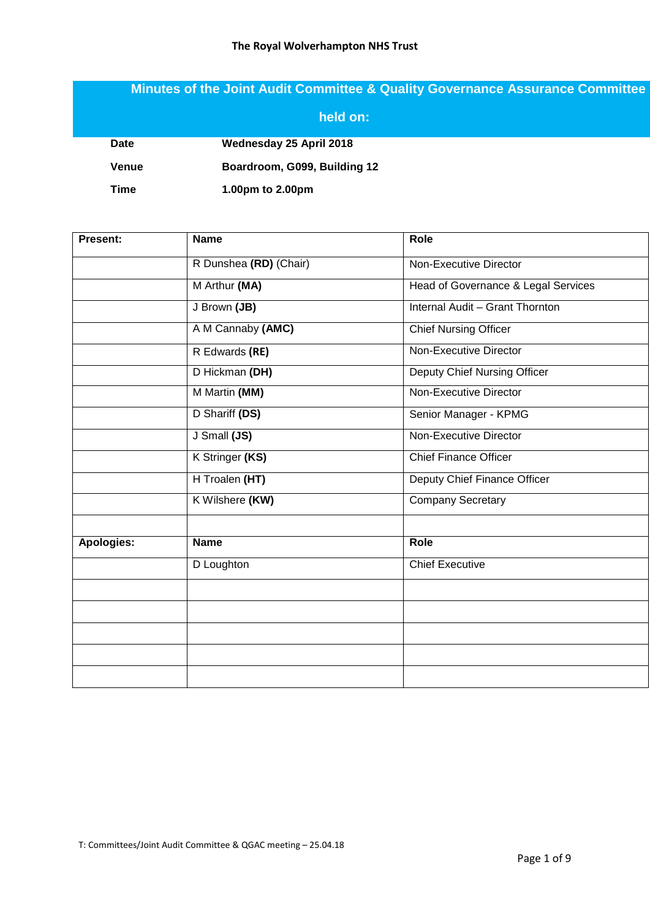# Minutes of the Joint Audit Committee & Quality Governance Assurance Committee held on:

| | |
|---|---|
| **Date** | **Wednesday 25 April 2018** |
| **Venue** | **Boardroom, G099, Building 12** |
| **Time** | **1.00pm to 2.00pm** |

| Present: | Name | Role |
|---|---|---|
| | R Dunshea **(RD)** (Chair) | Non-Executive Director |
| | M Arthur **(MA)** | Head of Governance & Legal Services |
| | J Brown **(JB)** | Internal Audit – Grant Thornton |
| | A M Cannaby **(AMC)** | Chief Nursing Officer |
| | R Edwards **(RE)** | Non-Executive Director |
| | D Hickman **(DH)** | Deputy Chief Nursing Officer |
| | M Martin **(MM)** | Non-Executive Director |
| | D Shariff **(DS)** | Senior Manager - KPMG |
| | J Small **(JS)** | Non-Executive Director |
| | K Stringer **(KS)** | Chief Finance Officer |
| | H Troalen **(HT)** | Deputy Chief Finance Officer |
| | K Wilshere **(KW)** | Company Secretary |
| | | |
| **Apologies:** | **Name** | **Role** |
| | D Loughton | Chief Executive |
| | | |
| | | |
| | | |
| | | |
| | | |

T: Committees/Joint Audit Committee & QGAC meeting – 25.04.18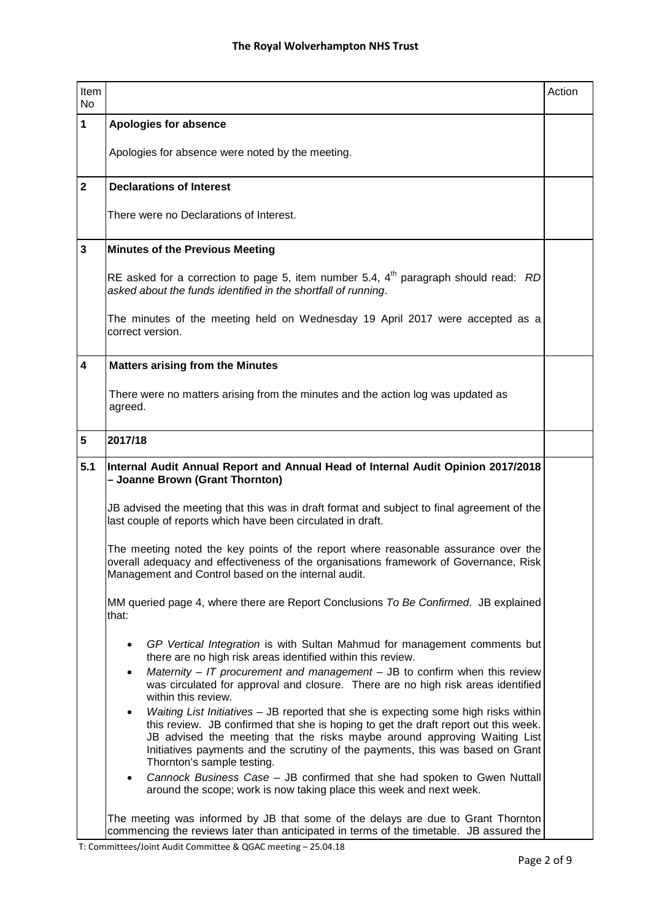| Item No | | Action |
|---|---|---|
| **1** | **Apologies for absence**<br><br>Apologies for absence were noted by the meeting. | |
| **2** | **Declarations of Interest**<br><br>There were no Declarations of Interest. | |
| **3** | **Minutes of the Previous Meeting**<br><br>RE asked for a correction to page 5, item number 5.4, 4th paragraph should read: *RD asked about the funds identified in the shortfall of running*.<br><br>The minutes of the meeting held on Wednesday 19 April 2017 were accepted as a correct version. | |
| **4** | **Matters arising from the Minutes**<br><br>There were no matters arising from the minutes and the action log was updated as agreed. | |
| **5** | **2017/18** | |
| **5.1** | **Internal Audit Annual Report and Annual Head of Internal Audit Opinion 2017/2018 – Joanne Brown (Grant Thornton)**<br><br>JB advised the meeting that this was in draft format and subject to final agreement of the last couple of reports which have been circulated in draft.<br><br>The meeting noted the key points of the report where reasonable assurance over the overall adequacy and effectiveness of the organisations framework of Governance, Risk Management and Control based on the internal audit.<br><br>MM queried page 4, where there are Report Conclusions *To Be Confirmed*. JB explained that:<br><br>• *GP Vertical Integration* is with Sultan Mahmud for management comments but there are no high risk areas identified within this review.<br>• *Maternity – IT procurement and management* – JB to confirm when this review was circulated for approval and closure. There are no high risk areas identified within this review.<br>• *Waiting List Initiatives* – JB reported that she is expecting some high risks within this review. JB confirmed that she is hoping to get the draft report out this week. JB advised the meeting that the risks maybe around approving Waiting List Initiatives payments and the scrutiny of the payments, this was based on Grant Thornton's sample testing.<br>• *Cannock Business Case* – JB confirmed that she had spoken to Gwen Nuttall around the scope; work is now taking place this week and next week.<br><br>The meeting was informed by JB that some of the delays are due to Grant Thornton commencing the reviews later than anticipated in terms of the timetable. JB assured the | |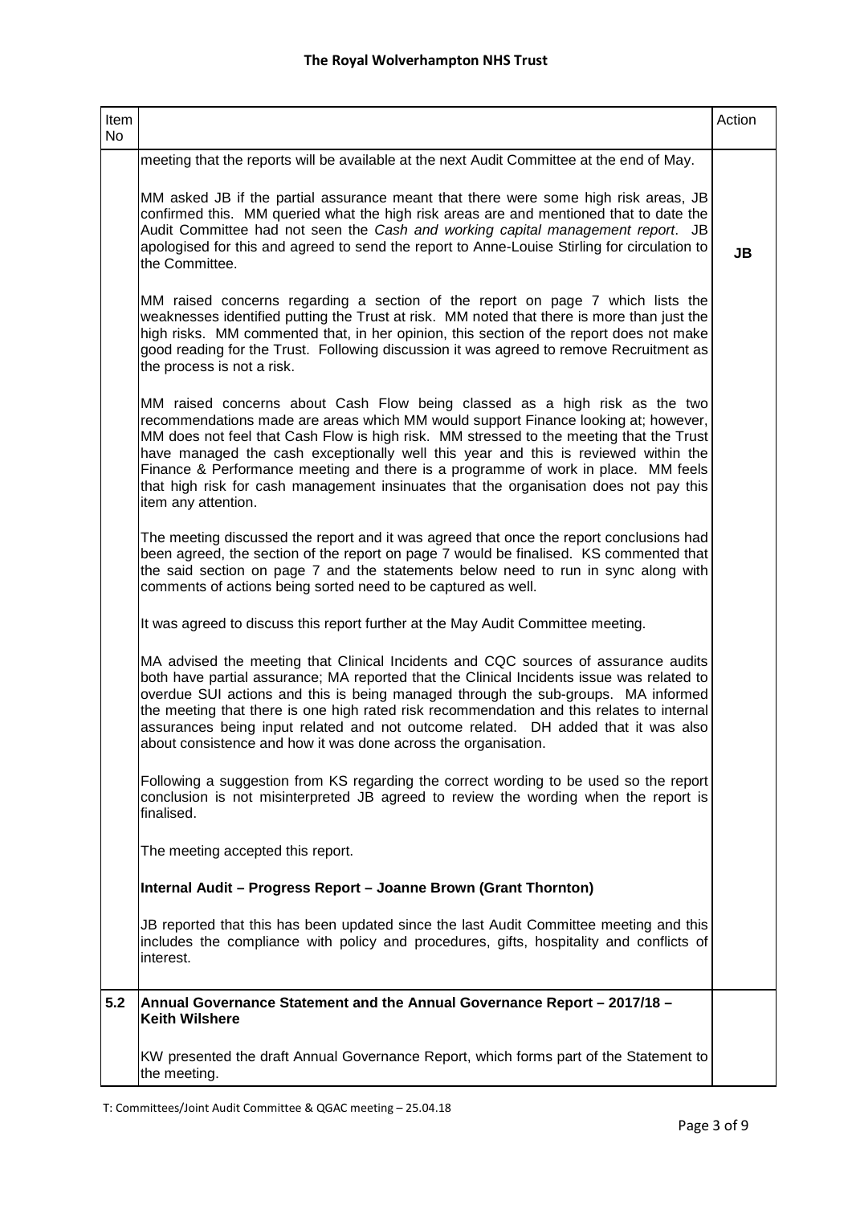| Item No | | Action |
|---|---|---|
| | meeting that the reports will be available at the next Audit Committee at the end of May.<br><br>MM asked JB if the partial assurance meant that there were some high risk areas, JB confirmed this. MM queried what the high risk areas are and mentioned that to date the Audit Committee had not seen the *Cash and working capital management report*. JB apologised for this and agreed to send the report to Anne-Louise Stirling for circulation to the Committee.<br><br>MM raised concerns regarding a section of the report on page 7 which lists the weaknesses identified putting the Trust at risk. MM noted that there is more than just the high risks. MM commented that, in her opinion, this section of the report does not make good reading for the Trust. Following discussion it was agreed to remove Recruitment as the process is not a risk.<br><br>MM raised concerns about Cash Flow being classed as a high risk as the two recommendations made are areas which MM would support Finance looking at; however, MM does not feel that Cash Flow is high risk. MM stressed to the meeting that the Trust have managed the cash exceptionally well this year and this is reviewed within the Finance & Performance meeting and there is a programme of work in place. MM feels that high risk for cash management insinuates that the organisation does not pay this item any attention.<br><br>The meeting discussed the report and it was agreed that once the report conclusions had been agreed, the section of the report on page 7 would be finalised. KS commented that the said section on page 7 and the statements below need to run in sync along with comments of actions being sorted need to be captured as well.<br><br>It was agreed to discuss this report further at the May Audit Committee meeting.<br><br>MA advised the meeting that Clinical Incidents and CQC sources of assurance audits both have partial assurance; MA reported that the Clinical Incidents issue was related to overdue SUI actions and this is being managed through the sub-groups. MA informed the meeting that there is one high rated risk recommendation and this relates to internal assurances being input related and not outcome related. DH added that it was also about consistence and how it was done across the organisation.<br><br>Following a suggestion from KS regarding the correct wording to be used so the report conclusion is not misinterpreted JB agreed to review the wording when the report is finalised.<br><br>The meeting accepted this report.<br><br>**Internal Audit – Progress Report – Joanne Brown (Grant Thornton)**<br><br>JB reported that this has been updated since the last Audit Committee meeting and this includes the compliance with policy and procedures, gifts, hospitality and conflicts of interest. | **JB** |
| **5.2** | **Annual Governance Statement and the Annual Governance Report – 2017/18 – Keith Wilshere**<br><br>KW presented the draft Annual Governance Report, which forms part of the Statement to the meeting. | |

T: Committees/Joint Audit Committee & QGAC meeting – 25.04.18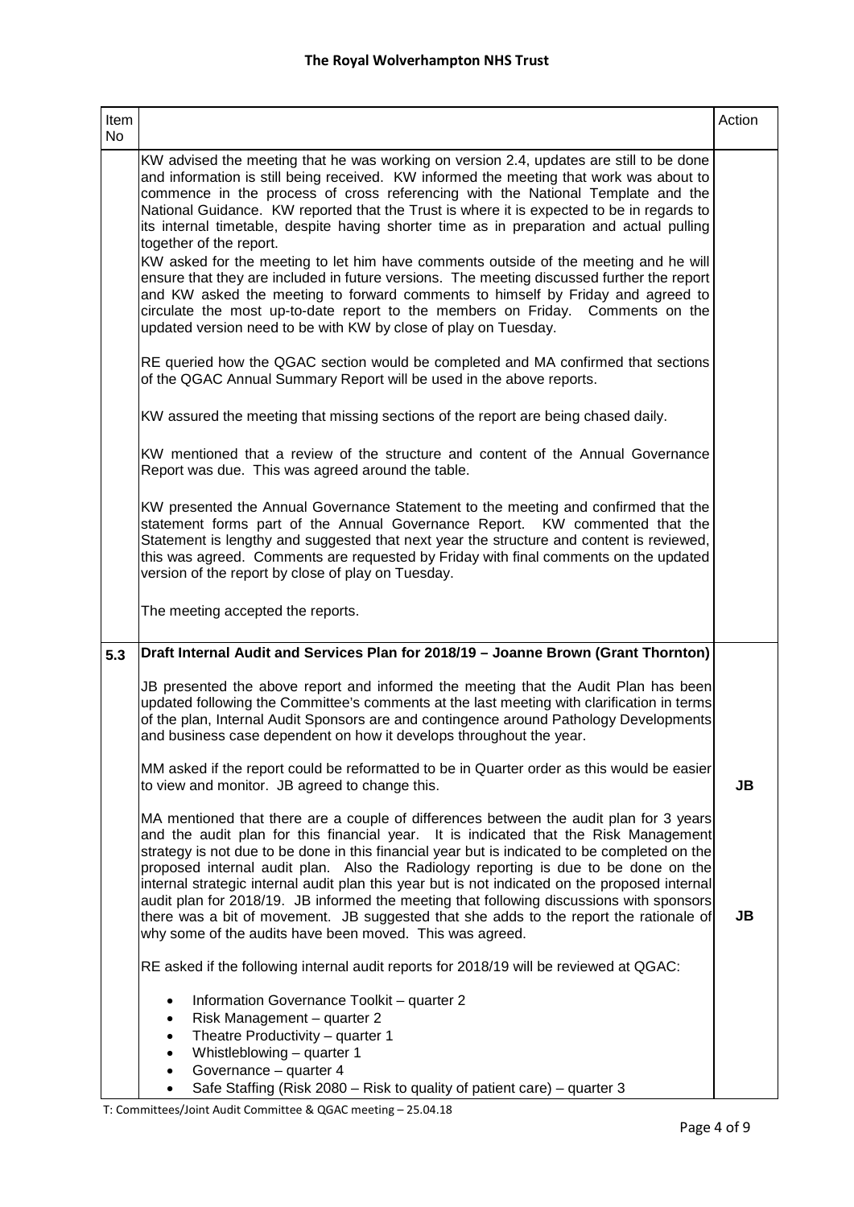| Item No | | Action |
|---|---|---|
| | KW advised the meeting that he was working on version 2.4, updates are still to be done and information is still being received. KW informed the meeting that work was about to commence in the process of cross referencing with the National Template and the National Guidance. KW reported that the Trust is where it is expected to be in regards to its internal timetable, despite having shorter time as in preparation and actual pulling together of the report.<br>KW asked for the meeting to let him have comments outside of the meeting and he will ensure that they are included in future versions. The meeting discussed further the report and KW asked the meeting to forward comments to himself by Friday and agreed to circulate the most up-to-date report to the members on Friday. Comments on the updated version need to be with KW by close of play on Tuesday.<br><br>RE queried how the QGAC section would be completed and MA confirmed that sections of the QGAC Annual Summary Report will be used in the above reports.<br><br>KW assured the meeting that missing sections of the report are being chased daily.<br><br>KW mentioned that a review of the structure and content of the Annual Governance Report was due. This was agreed around the table.<br><br>KW presented the Annual Governance Statement to the meeting and confirmed that the statement forms part of the Annual Governance Report. KW commented that the Statement is lengthy and suggested that next year the structure and content is reviewed, this was agreed. Comments are requested by Friday with final comments on the updated version of the report by close of play on Tuesday.<br><br>The meeting accepted the reports. | |
| **5.3** | **Draft Internal Audit and Services Plan for 2018/19 – Joanne Brown (Grant Thornton)**<br><br>JB presented the above report and informed the meeting that the Audit Plan has been updated following the Committee's comments at the last meeting with clarification in terms of the plan, Internal Audit Sponsors are and contingence around Pathology Developments and business case dependent on how it develops throughout the year.<br><br>MM asked if the report could be reformatted to be in Quarter order as this would be easier to view and monitor. JB agreed to change this.<br><br>MA mentioned that there are a couple of differences between the audit plan for 3 years and the audit plan for this financial year. It is indicated that the Risk Management strategy is not due to be done in this financial year but is indicated to be completed on the proposed internal audit plan. Also the Radiology reporting is due to be done on the internal strategic internal audit plan this year but is not indicated on the proposed internal audit plan for 2018/19. JB informed the meeting that following discussions with sponsors there was a bit of movement. JB suggested that she adds to the report the rationale of why some of the audits have been moved. This was agreed.<br><br>RE asked if the following internal audit reports for 2018/19 will be reviewed at QGAC:<br><br>• Information Governance Toolkit – quarter 2<br>• Risk Management – quarter 2<br>• Theatre Productivity – quarter 1<br>• Whistleblowing – quarter 1<br>• Governance – quarter 4<br>• Safe Staffing (Risk 2080 – Risk to quality of patient care) – quarter 3 | <br><br><br><br><br><br><br>**JB**<br><br><br><br><br><br><br><br>**JB** |

T: Committees/Joint Audit Committee & QGAC meeting – 25.04.18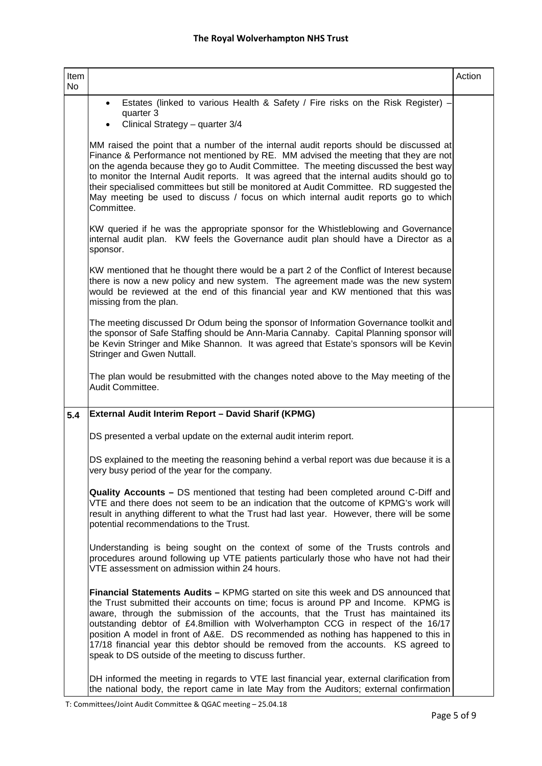| Item No | | Action |
|---|---|---|
| | • Estates (linked to various Health & Safety / Fire risks on the Risk Register) – quarter 3<br>• Clinical Strategy – quarter 3/4<br><br>MM raised the point that a number of the internal audit reports should be discussed at Finance & Performance not mentioned by RE. MM advised the meeting that they are not on the agenda because they go to Audit Committee. The meeting discussed the best way to monitor the Internal Audit reports. It was agreed that the internal audits should go to their specialised committees but still be monitored at Audit Committee. RD suggested the May meeting be used to discuss / focus on which internal audit reports go to which Committee.<br><br>KW queried if he was the appropriate sponsor for the Whistleblowing and Governance internal audit plan. KW feels the Governance audit plan should have a Director as a sponsor.<br><br>KW mentioned that he thought there would be a part 2 of the Conflict of Interest because there is now a new policy and new system. The agreement made was the new system would be reviewed at the end of this financial year and KW mentioned that this was missing from the plan.<br><br>The meeting discussed Dr Odum being the sponsor of Information Governance toolkit and the sponsor of Safe Staffing should be Ann-Maria Cannaby. Capital Planning sponsor will be Kevin Stringer and Mike Shannon. It was agreed that Estate's sponsors will be Kevin Stringer and Gwen Nuttall.<br><br>The plan would be resubmitted with the changes noted above to the May meeting of the Audit Committee. | |
| **5.4** | **External Audit Interim Report – David Sharif (KPMG)**<br><br>DS presented a verbal update on the external audit interim report.<br><br>DS explained to the meeting the reasoning behind a verbal report was due because it is a very busy period of the year for the company.<br><br>**Quality Accounts –** DS mentioned that testing had been completed around C-Diff and VTE and there does not seem to be an indication that the outcome of KPMG's work will result in anything different to what the Trust had last year. However, there will be some potential recommendations to the Trust.<br><br>Understanding is being sought on the context of some of the Trusts controls and procedures around following up VTE patients particularly those who have not had their VTE assessment on admission within 24 hours.<br><br>**Financial Statements Audits –** KPMG started on site this week and DS announced that the Trust submitted their accounts on time; focus is around PP and Income. KPMG is aware, through the submission of the accounts, that the Trust has maintained its outstanding debtor of £4.8million with Wolverhampton CCG in respect of the 16/17 position A model in front of A&E. DS recommended as nothing has happened to this in 17/18 financial year this debtor should be removed from the accounts. KS agreed to speak to DS outside of the meeting to discuss further.<br><br>DH informed the meeting in regards to VTE last financial year, external clarification from the national body, the report came in late May from the Auditors; external confirmation | |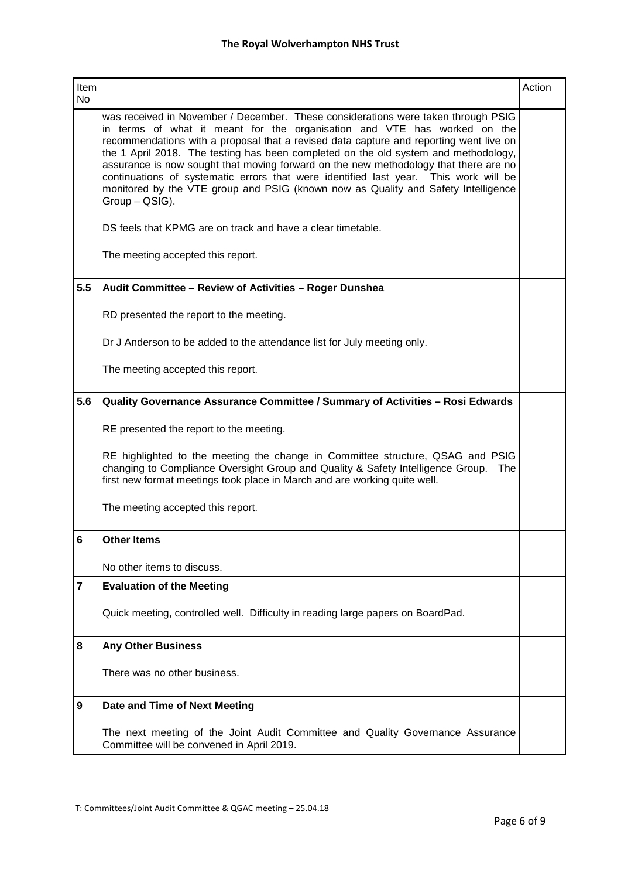| Item No | | Action |
|---|---|---|
| | was received in November / December. These considerations were taken through PSIG in terms of what it meant for the organisation and VTE has worked on the recommendations with a proposal that a revised data capture and reporting went live on the 1 April 2018. The testing has been completed on the old system and methodology, assurance is now sought that moving forward on the new methodology that there are no continuations of systematic errors that were identified last year. This work will be monitored by the VTE group and PSIG (known now as Quality and Safety Intelligence Group – QSIG).<br><br>DS feels that KPMG are on track and have a clear timetable.<br><br>The meeting accepted this report. | |
| **5.5** | **Audit Committee – Review of Activities – Roger Dunshea**<br><br>RD presented the report to the meeting.<br><br>Dr J Anderson to be added to the attendance list for July meeting only.<br><br>The meeting accepted this report. | |
| **5.6** | **Quality Governance Assurance Committee / Summary of Activities – Rosi Edwards**<br><br>RE presented the report to the meeting.<br><br>RE highlighted to the meeting the change in Committee structure, QSAG and PSIG changing to Compliance Oversight Group and Quality & Safety Intelligence Group. The first new format meetings took place in March and are working quite well.<br><br>The meeting accepted this report. | |
| **6** | **Other Items**<br><br>No other items to discuss. | |
| **7** | **Evaluation of the Meeting**<br><br>Quick meeting, controlled well. Difficulty in reading large papers on BoardPad. | |
| **8** | **Any Other Business**<br><br>There was no other business. | |
| **9** | **Date and Time of Next Meeting**<br><br>The next meeting of the Joint Audit Committee and Quality Governance Assurance Committee will be convened in April 2019. | |

T: Committees/Joint Audit Committee & QGAC meeting – 25.04.18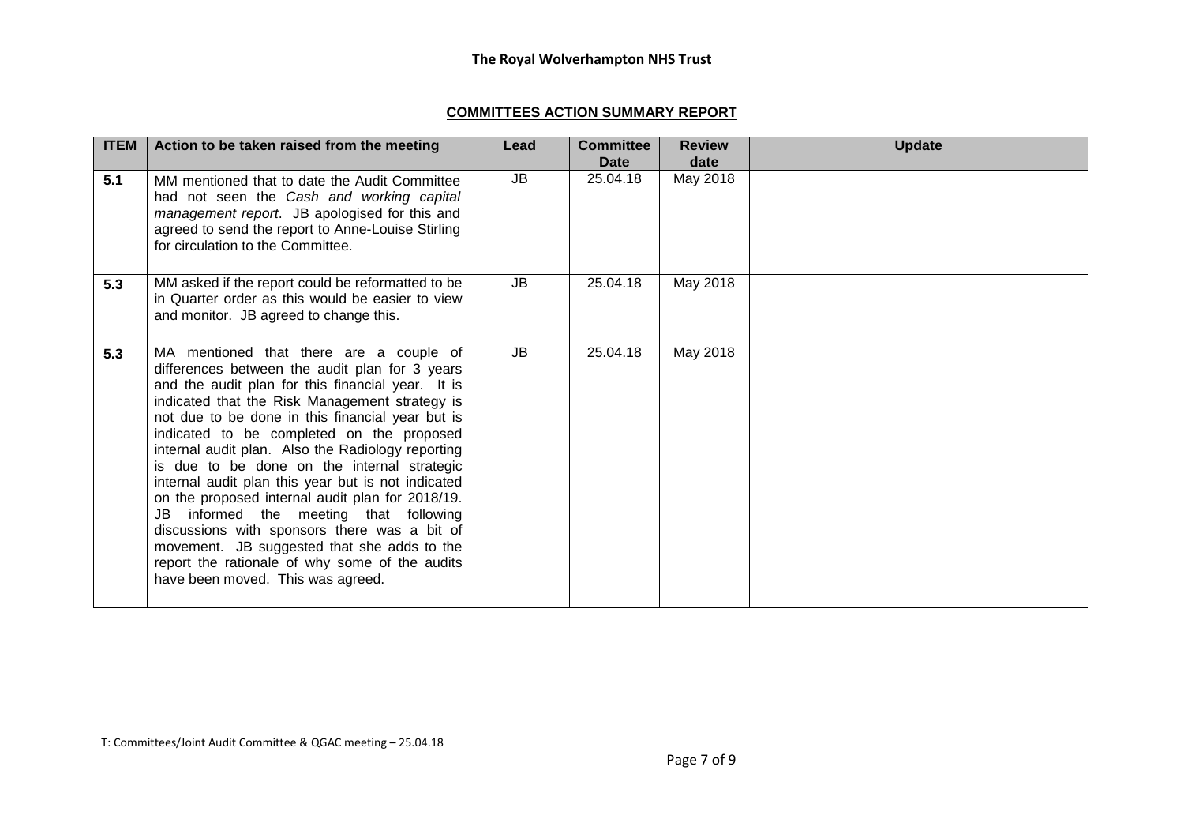## COMMITTEES ACTION SUMMARY REPORT

| ITEM | Action to be taken raised from the meeting | Lead | Committee Date | Review date | Update |
|---|---|---|---|---|---|
| **5.1** | MM mentioned that to date the Audit Committee had not seen the *Cash and working capital management report*. JB apologised for this and agreed to send the report to Anne-Louise Stirling for circulation to the Committee. | JB | 25.04.18 | May 2018 | |
| **5.3** | MM asked if the report could be reformatted to be in Quarter order as this would be easier to view and monitor. JB agreed to change this. | JB | 25.04.18 | May 2018 | |
| **5.3** | MA mentioned that there are a couple of differences between the audit plan for 3 years and the audit plan for this financial year. It is indicated that the Risk Management strategy is not due to be done in this financial year but is indicated to be completed on the proposed internal audit plan. Also the Radiology reporting is due to be done on the internal strategic internal audit plan this year but is not indicated on the proposed internal audit plan for 2018/19. JB informed the meeting that following discussions with sponsors there was a bit of movement. JB suggested that she adds to the report the rationale of why some of the audits have been moved. This was agreed. | JB | 25.04.18 | May 2018 | |

T: Committees/Joint Audit Committee & QGAC meeting – 25.04.18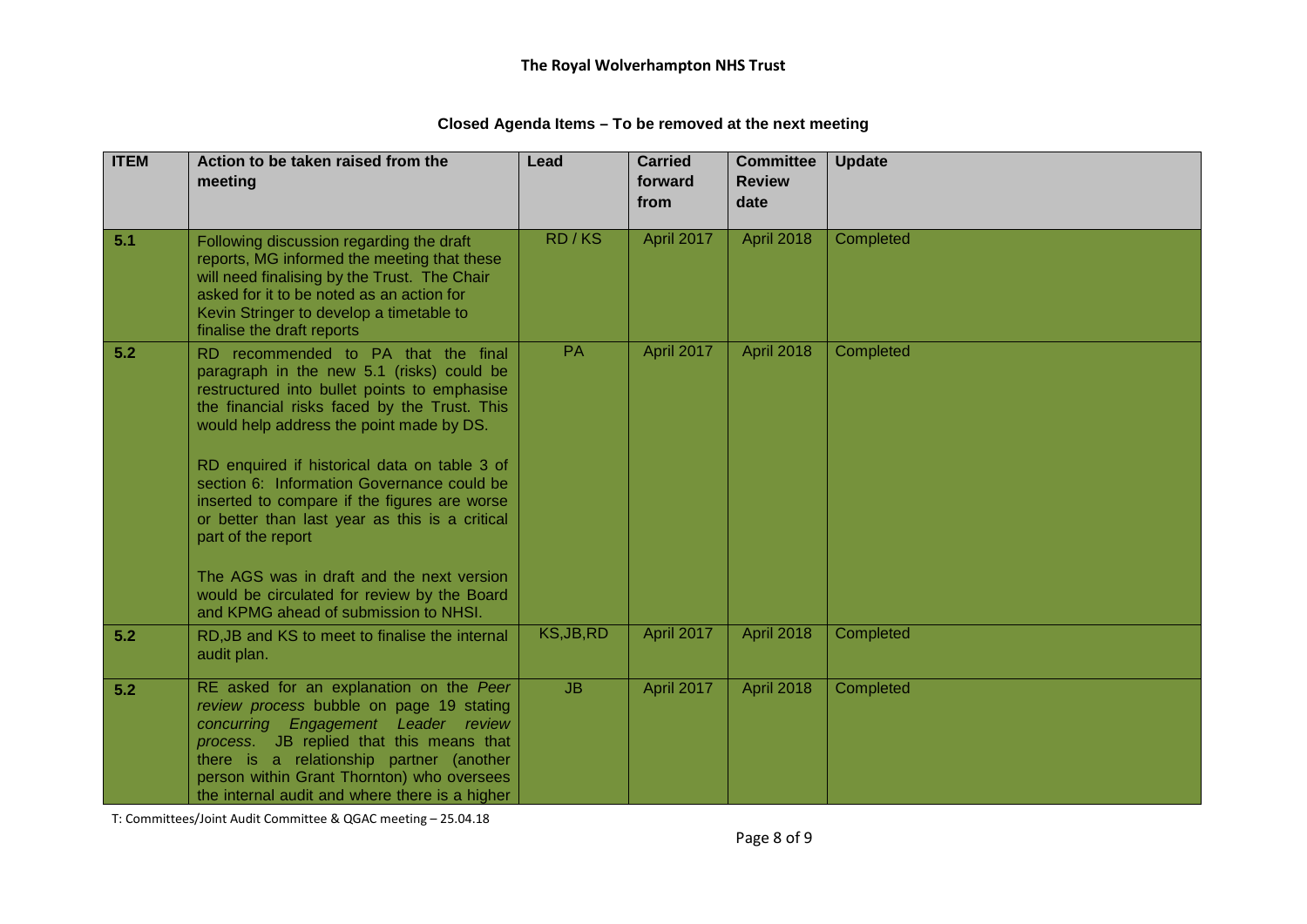# The Royal Wolverhampton NHS Trust

## Closed Agenda Items – To be removed at the next meeting

| ITEM | Action to be taken raised from the meeting | Lead | Carried forward from | Committee Review date | Update |
|---|---|---|---|---|---|
| 5.1 | Following discussion regarding the draft reports, MG informed the meeting that these will need finalising by the Trust. The Chair asked for it to be noted as an action for Kevin Stringer to develop a timetable to finalise the draft reports | RD / KS | April 2017 | April 2018 | Completed |
| 5.2 | RD recommended to PA that the final paragraph in the new 5.1 (risks) could be restructured into bullet points to emphasise the financial risks faced by the Trust. This would help address the point made by DS.<br><br>RD enquired if historical data on table 3 of section 6: Information Governance could be inserted to compare if the figures are worse or better than last year as this is a critical part of the report<br><br>The AGS was in draft and the next version would be circulated for review by the Board and KPMG ahead of submission to NHSI. | PA | April 2017 | April 2018 | Completed |
| 5.2 | RD,JB and KS to meet to finalise the internal audit plan. | KS,JB,RD | April 2017 | April 2018 | Completed |
| 5.2 | RE asked for an explanation on the *Peer review process* bubble on page 19 stating *concurring Engagement Leader review process*. JB replied that this means that there is a relationship partner (another person within Grant Thornton) who oversees the internal audit and where there is a higher | JB | April 2017 | April 2018 | Completed |

T: Committees/Joint Audit Committee & QGAC meeting – 25.04.18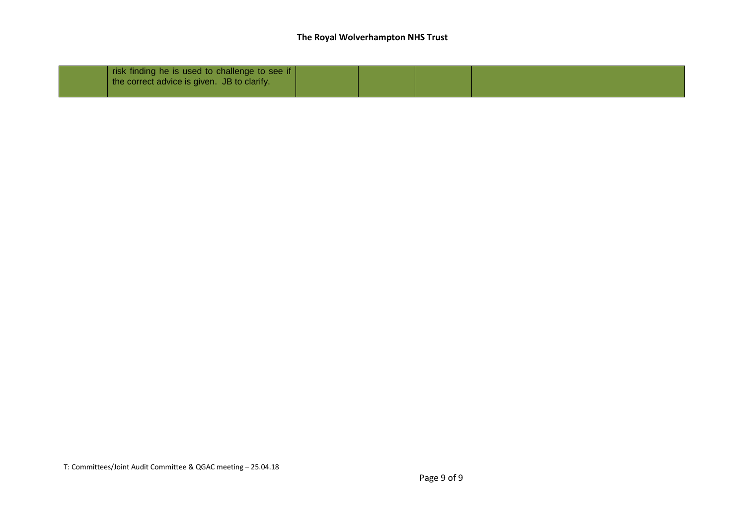| | | | | | |
|---|---|---|---|---|---|
| | risk finding he is used to challenge to see if the correct advice is given. JB to clarify. | | | | |

T: Committees/Joint Audit Committee & QGAC meeting – 25.04.18